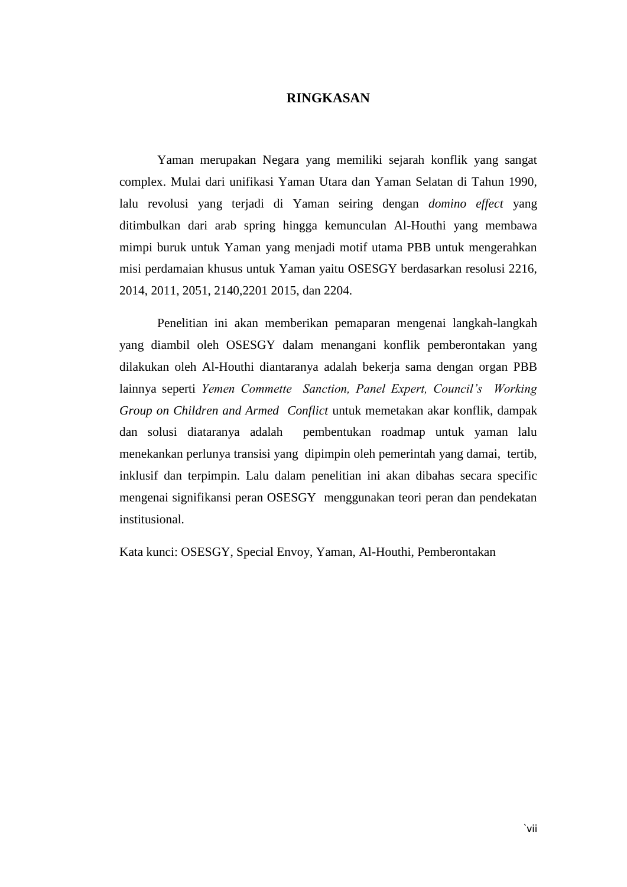# RINGKASAN

Yaman merupakan Negara yang memiliki sejarah konflik yang sangat complex. Mulai dari unifikasi Yaman Utara dan Yaman Selatan di Tahun 1990, lalu revolusi yang terjadi di Yaman seiring dengan *domino effect* yang ditimbulkan dari arab spring hingga kemunculan Al-Houthi yang membawa mimpi buruk untuk Yaman yang menjadi motif utama PBB untuk mengerahkan misi perdamaian khusus untuk Yaman yaitu OSESGY berdasarkan resolusi 2216, 2014, 2011, 2051, 2140,2201 2015, dan 2204.

Penelitian ini akan memberikan pemaparan mengenai langkah-langkah yang diambil oleh OSESGY dalam menangani konflik pemberontakan yang dilakukan oleh Al-Houthi diantaranya adalah bekerja sama dengan organ PBB lainnya seperti *Yemen Commette Sanction, Panel Expert, Council's Working Group on Children and Armed Conflict* untuk memetakan akar konflik, dampak dan solusi diataranya adalah pembentukan roadmap untuk yaman lalu menekankan perlunya transisi yang dipimpin oleh pemerintah yang damai, tertib, inklusif dan terpimpin. Lalu dalam penelitian ini akan dibahas secara specific mengenai signifikansi peran OSESGY menggunakan teori peran dan pendekatan institusional.

Kata kunci: OSESGY, Special Envoy, Yaman, Al-Houthi, Pemberontakan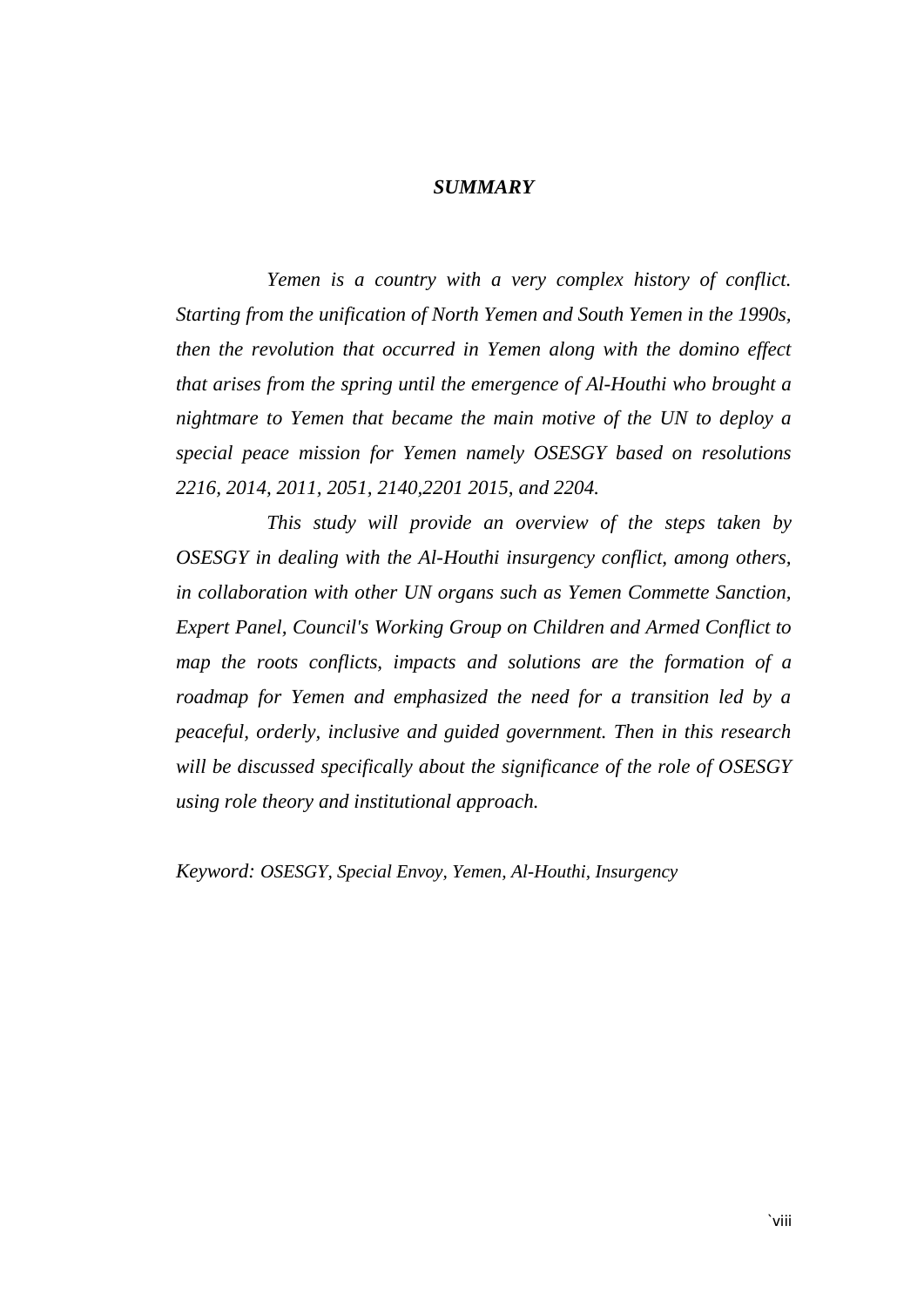# *SUMMARY*

*Yemen is a country with a very complex history of conflict. Starting from the unification of North Yemen and South Yemen in the 1990s, then the revolution that occurred in Yemen along with the domino effect that arises from the spring until the emergence of Al-Houthi who brought a nightmare to Yemen that became the main motive of the UN to deploy a special peace mission for Yemen namely OSESGY based on resolutions 2216, 2014, 2011, 2051, 2140,2201 2015, and 2204.*

*This study will provide an overview of the steps taken by OSESGY in dealing with the Al-Houthi insurgency conflict, among others, in collaboration with other UN organs such as Yemen Commette Sanction, Expert Panel, Council's Working Group on Children and Armed Conflict to map the roots conflicts, impacts and solutions are the formation of a roadmap for Yemen and emphasized the need for a transition led by a peaceful, orderly, inclusive and guided government. Then in this research will be discussed specifically about the significance of the role of OSESGY using role theory and institutional approach.*

*Keyword: OSESGY, Special Envoy, Yemen, Al-Houthi, Insurgency*